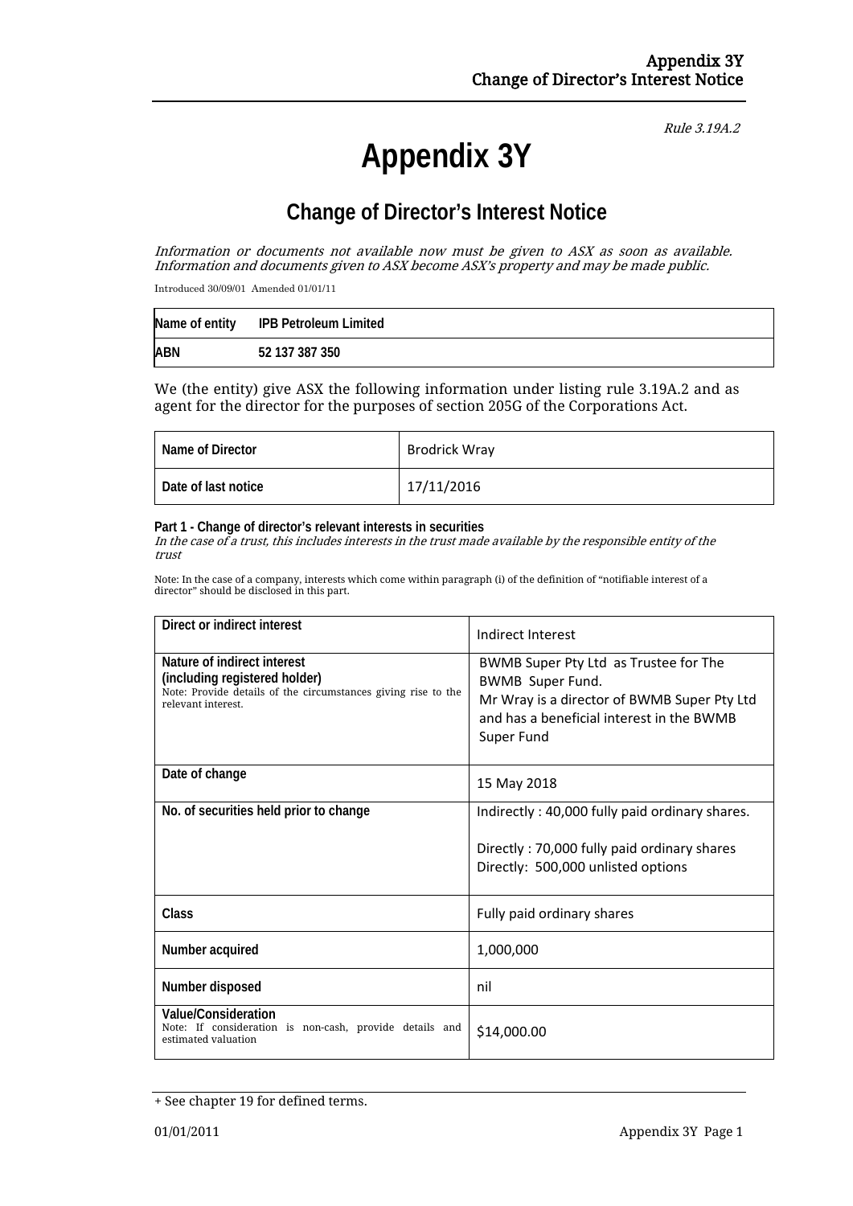*Rule 3.19A.2*

# Appendix 3Y

## Change of Director's Interest Notice

*Information or documents not available now must be given to ASX as soon as available. Information and documents given to ASX become ASX's property and may be made public.*

Introduced 30/09/01 Amended 01/01/11

| Name of entity | IPB Petroleum Limited |
|---|---|
| ABN | 52 137 387 350 |

We (the entity) give ASX the following information under listing rule 3.19A.2 and as agent for the director for the purposes of section 205G of the Corporations Act.

| Name of Director | Brodrick Wray |
|---|---|
| Date of last notice | 17/11/2016 |

**Part 1 - Change of director's relevant interests in securities**
*In the case of a trust, this includes interests in the trust made available by the responsible entity of the trust*

Note: In the case of a company, interests which come within paragraph (i) of the definition of "notifiable interest of a director" should be disclosed in this part.

| Direct or indirect interest | Indirect Interest |
|---|---|
| **Nature of indirect interest (including registered holder)**<br>Note: Provide details of the circumstances giving rise to the relevant interest. | BWMB Super Pty Ltd as Trustee for The BWMB Super Fund.<br>Mr Wray is a director of BWMB Super Pty Ltd and has a beneficial interest in the BWMB Super Fund |
| **Date of change** | 15 May 2018 |
| **No. of securities held prior to change** | Indirectly : 40,000 fully paid ordinary shares.<br><br>Directly : 70,000 fully paid ordinary shares<br>Directly: 500,000 unlisted options |
| **Class** | Fully paid ordinary shares |
| **Number acquired** | 1,000,000 |
| **Number disposed** | nil |
| **Value/Consideration**<br>Note: If consideration is non-cash, provide details and estimated valuation | $14,000.00 |

+ See chapter 19 for defined terms.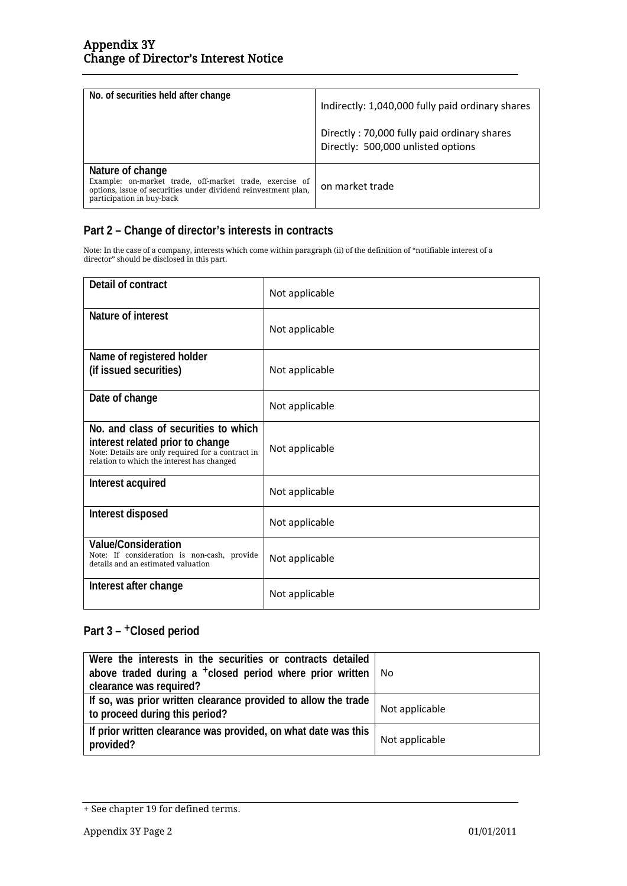| | |
|---|---|
| **No. of securities held after change** | Indirectly: 1,040,000 fully paid ordinary shares<br><br>Directly : 70,000 fully paid ordinary shares<br>Directly: 500,000 unlisted options |
| **Nature of change**<br>Example: on-market trade, off-market trade, exercise of options, issue of securities under dividend reinvestment plan, participation in buy-back | on market trade |

## Part 2 – Change of director's interests in contracts

Note: In the case of a company, interests which come within paragraph (ii) of the definition of "notifiable interest of a director" should be disclosed in this part.

| | |
|---|---|
| **Detail of contract** | Not applicable |
| **Nature of interest** | Not applicable |
| **Name of registered holder (if issued securities)** | Not applicable |
| **Date of change** | Not applicable |
| **No. and class of securities to which interest related prior to change**<br>Note: Details are only required for a contract in relation to which the interest has changed | Not applicable |
| **Interest acquired** | Not applicable |
| **Interest disposed** | Not applicable |
| **Value/Consideration**<br>Note: If consideration is non-cash, provide details and an estimated valuation | Not applicable |
| **Interest after change** | Not applicable |

## Part 3 – +Closed period

| | |
|---|---|
| **Were the interests in the securities or contracts detailed above traded during a +closed period where prior written clearance was required?** | No |
| **If so, was prior written clearance provided to allow the trade to proceed during this period?** | Not applicable |
| **If prior written clearance was provided, on what date was this provided?** | Not applicable |

+ See chapter 19 for defined terms.